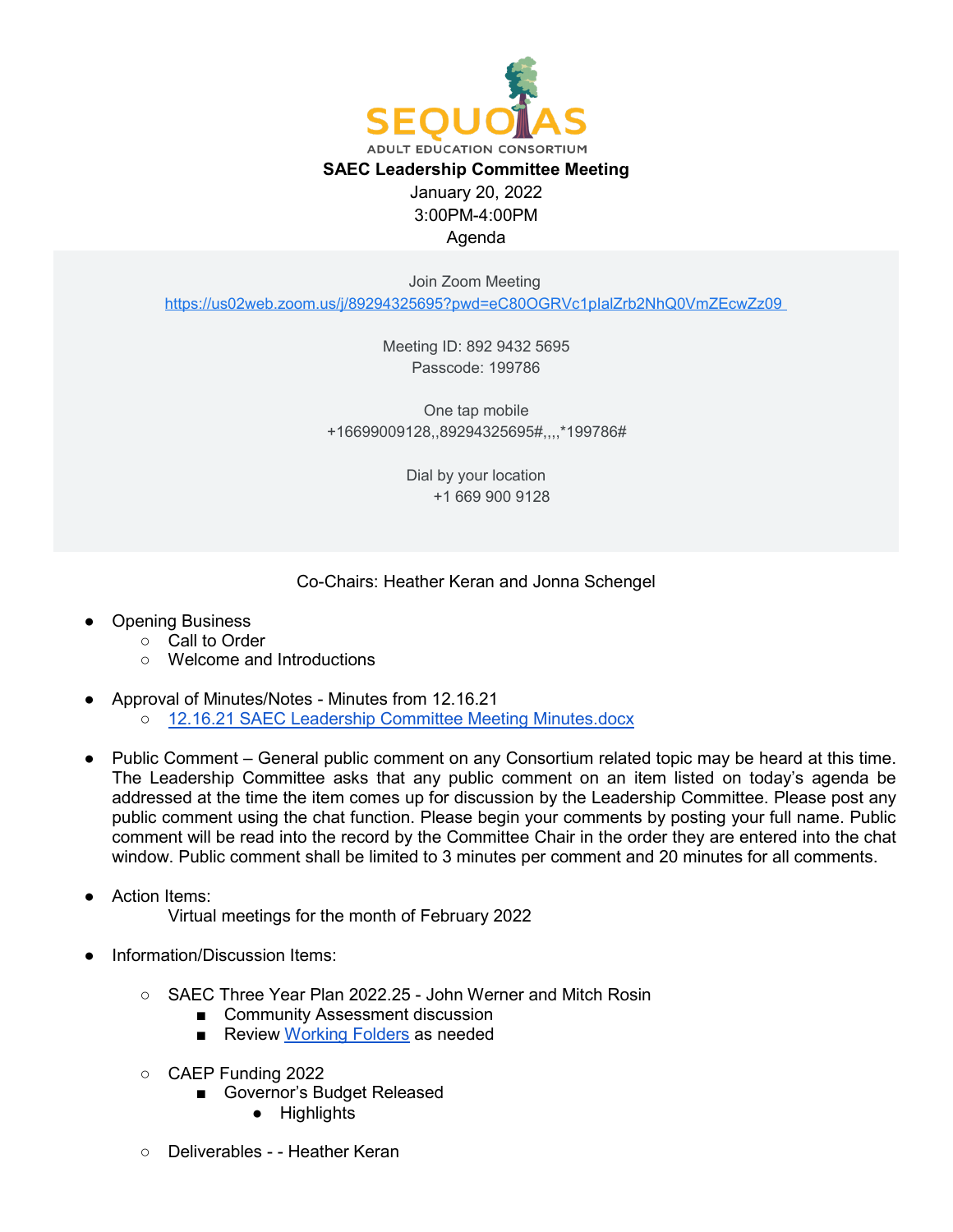SEQUOIAS

ADULT EDUCATION CONSORTIUM

**SAEC Leadership Committee Meeting**

January 20, 2022

3:00PM-4:00PM

Agenda

Join Zoom Meeting

https://us02web.zoom.us/j/89294325695?pwd=eC80OGRVc1plalZrb2NhQ0VmZEcwZz09

Meeting ID: 892 9432 5695

Passcode: 199786

One tap mobile

+16699009128,,89294325695#,,,,*199786#

Dial by your location

+1 669 900 9128

Co-Chairs: Heather Keran and Jonna Schengel

- Opening Business
  - Call to Order
  - Welcome and Introductions

- Approval of Minutes/Notes - Minutes from 12.16.21
  - 12.16.21 SAEC Leadership Committee Meeting Minutes.docx

- Public Comment – General public comment on any Consortium related topic may be heard at this time. The Leadership Committee asks that any public comment on an item listed on today's agenda be addressed at the time the item comes up for discussion by the Leadership Committee. Please post any public comment using the chat function. Please begin your comments by posting your full name. Public comment will be read into the record by the Committee Chair in the order they are entered into the chat window. Public comment shall be limited to 3 minutes per comment and 20 minutes for all comments.

- Action Items:

  Virtual meetings for the month of February 2022

- Information/Discussion Items:

  - SAEC Three Year Plan 2022.25 - John Werner and Mitch Rosin
    - Community Assessment discussion
    - Review Working Folders as needed

  - CAEP Funding 2022
    - Governor's Budget Released
      - Highlights

  - Deliverables - - Heather Keran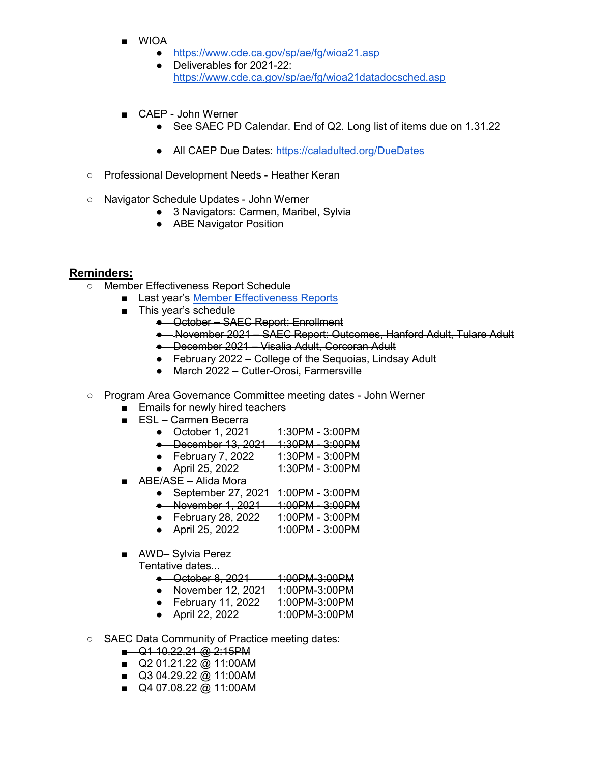- WIOA
  - https://www.cde.ca.gov/sp/ae/fg/wioa21.asp
  - Deliverables for 2021-22: https://www.cde.ca.gov/sp/ae/fg/wioa21datadocsched.asp
- CAEP - John Werner
  - See SAEC PD Calendar. End of Q2. Long list of items due on 1.31.22
  - All CAEP Due Dates: [https://caladulted.org/DueDates](https://caladulted.org/DueDates)

- Professional Development Needs - Heather Keran
- Navigator Schedule Updates - John Werner
  - 3 Navigators: Carmen, Maribel, Sylvia
  - ABE Navigator Position

## Reminders:

- Member Effectiveness Report Schedule
  - Last year's [Member Effectiveness Reports]()
  - This year's schedule
    - ~~October – SAEC Report: Enrollment~~
    - ~~November 2021 – SAEC Report: Outcomes, Hanford Adult, Tulare Adult~~
    - ~~December 2021 – Visalia Adult, Corcoran Adult~~
    - February 2022 – College of the Sequoias, Lindsay Adult
    - March 2022 – Cutler-Orosi, Farmersville
- Program Area Governance Committee meeting dates - John Werner
  - Emails for newly hired teachers
  - ESL – Carmen Becerra
    - ~~October 1, 2021 1:30PM - 3:00PM~~
    - ~~December 13, 2021 1:30PM - 3:00PM~~
    - February 7, 2022 1:30PM - 3:00PM
    - April 25, 2022 1:30PM - 3:00PM
  - ABE/ASE – Alida Mora
    - ~~September 27, 2021 1:00PM - 3:00PM~~
    - ~~November 1, 2021 1:00PM - 3:00PM~~
    - February 28, 2022 1:00PM - 3:00PM
    - April 25, 2022 1:00PM - 3:00PM
  - AWD– Sylvia Perez

    Tentative dates...
    - ~~October 8, 2021 1:00PM-3:00PM~~
    - ~~November 12, 2021 1:00PM-3:00PM~~
    - February 11, 2022 1:00PM-3:00PM
    - April 22, 2022 1:00PM-3:00PM
- SAEC Data Community of Practice meeting dates:
  - ~~Q1 10.22.21 @ 2:15PM~~
  - Q2 01.21.22 @ 11:00AM
  - Q3 04.29.22 @ 11:00AM
  - Q4 07.08.22 @ 11:00AM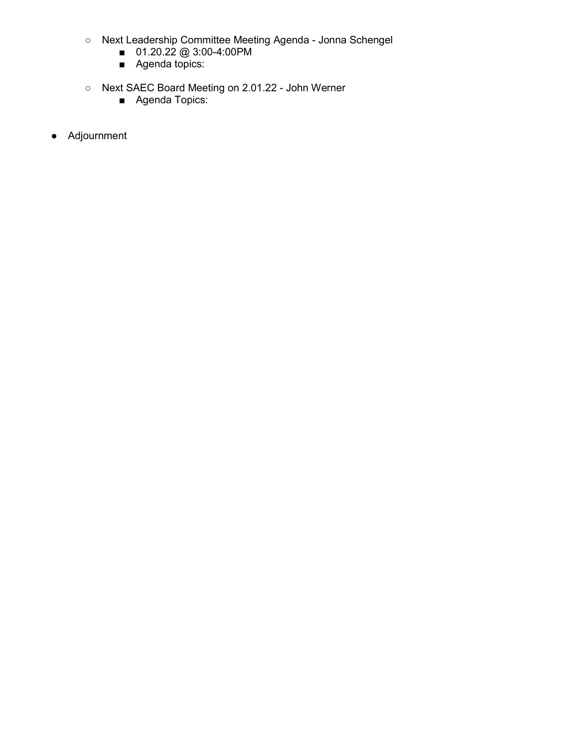- Next Leadership Committee Meeting Agenda - Jonna Schengel
    - 01.20.22 @ 3:00-4:00PM
    - Agenda topics:
  - Next SAEC Board Meeting on 2.01.22 - John Werner
    - Agenda Topics:

- Adjournment